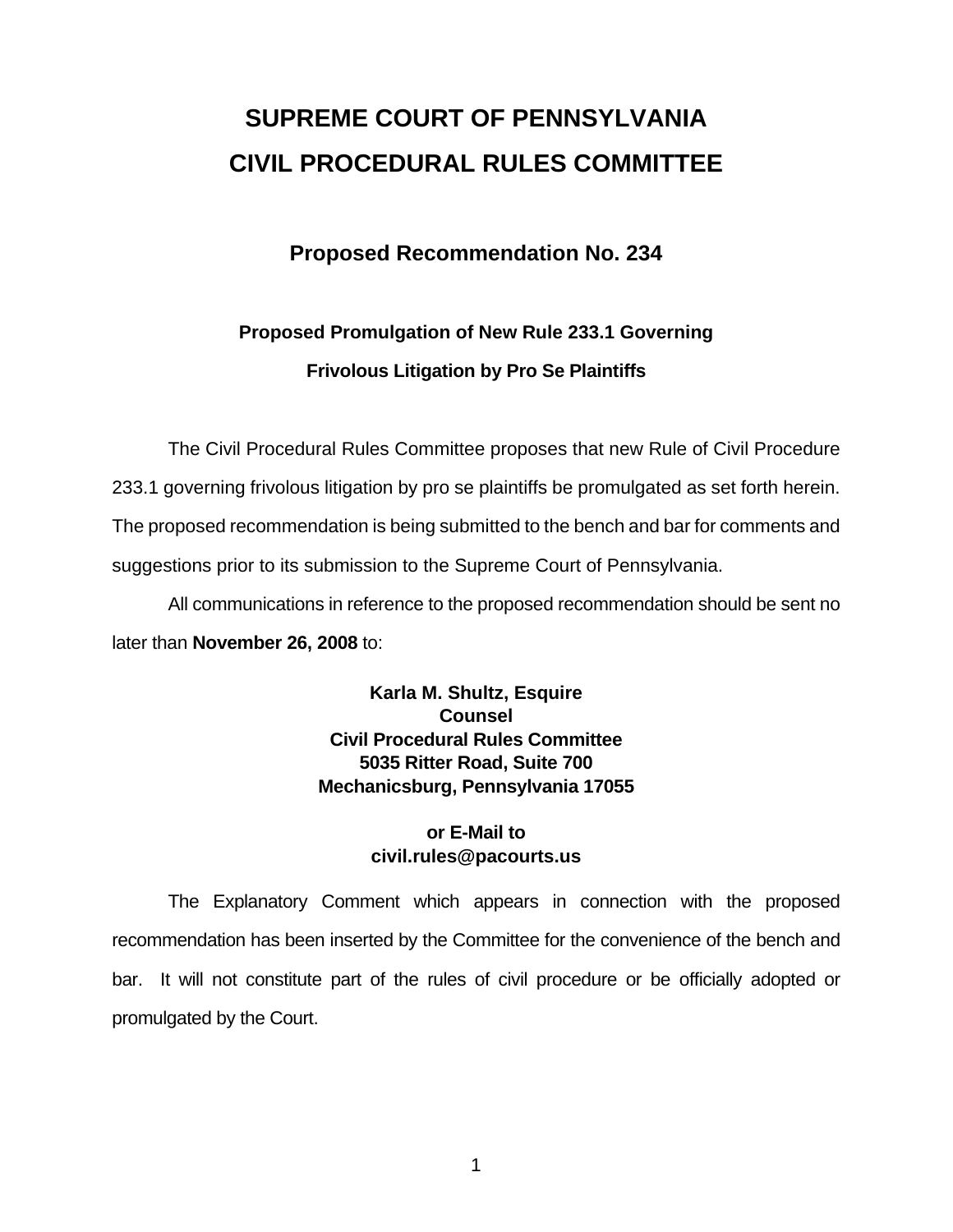# SUPREME COURT OF PENNSYLVANIA
# CIVIL PROCEDURAL RULES COMMITTEE

## Proposed Recommendation No. 234

### Proposed Promulgation of New Rule 233.1 Governing Frivolous Litigation by Pro Se Plaintiffs

The Civil Procedural Rules Committee proposes that new Rule of Civil Procedure 233.1 governing frivolous litigation by pro se plaintiffs be promulgated as set forth herein. The proposed recommendation is being submitted to the bench and bar for comments and suggestions prior to its submission to the Supreme Court of Pennsylvania.

All communications in reference to the proposed recommendation should be sent no later than **November 26, 2008** to:

**Karla M. Shultz, Esquire**
**Counsel**
**Civil Procedural Rules Committee**
**5035 Ritter Road, Suite 700**
**Mechanicsburg, Pennsylvania 17055**

**or E-Mail to**
**civil.rules@pacourts.us**

The Explanatory Comment which appears in connection with the proposed recommendation has been inserted by the Committee for the convenience of the bench and bar. It will not constitute part of the rules of civil procedure or be officially adopted or promulgated by the Court.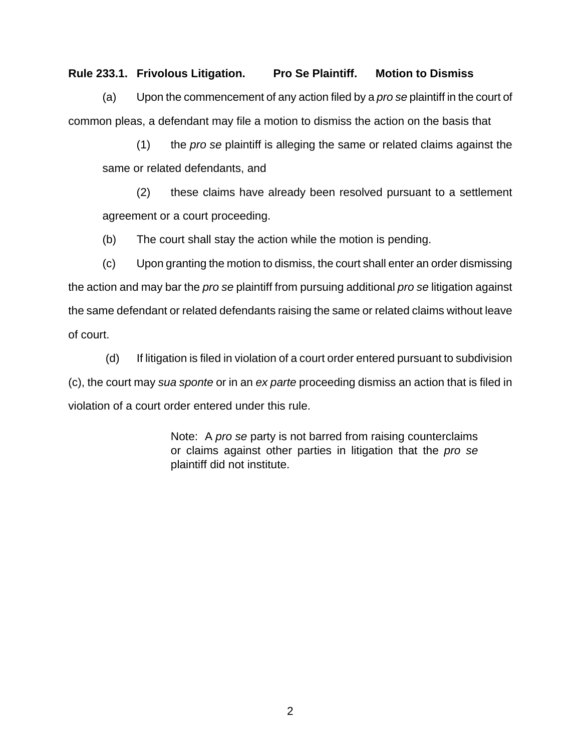**Rule 233.1. Frivolous Litigation. Pro Se Plaintiff. Motion to Dismiss**

(a) Upon the commencement of any action filed by a *pro se* plaintiff in the court of common pleas, a defendant may file a motion to dismiss the action on the basis that

(1) the *pro se* plaintiff is alleging the same or related claims against the same or related defendants, and

(2) these claims have already been resolved pursuant to a settlement agreement or a court proceeding.

(b) The court shall stay the action while the motion is pending.

(c) Upon granting the motion to dismiss, the court shall enter an order dismissing the action and may bar the *pro se* plaintiff from pursuing additional *pro se* litigation against the same defendant or related defendants raising the same or related claims without leave of court.

(d) If litigation is filed in violation of a court order entered pursuant to subdivision (c), the court may *sua sponte* or in an *ex parte* proceeding dismiss an action that is filed in violation of a court order entered under this rule.

> Note: A *pro se* party is not barred from raising counterclaims or claims against other parties in litigation that the *pro se* plaintiff did not institute.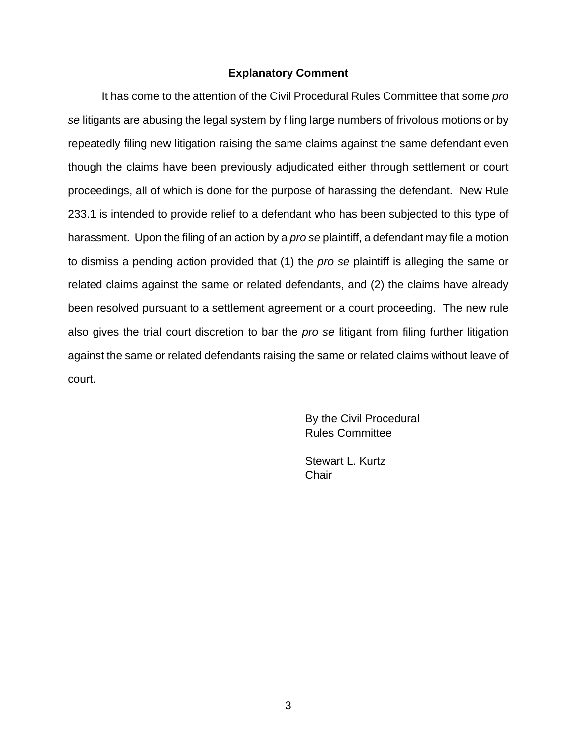## Explanatory Comment

It has come to the attention of the Civil Procedural Rules Committee that some *pro se* litigants are abusing the legal system by filing large numbers of frivolous motions or by repeatedly filing new litigation raising the same claims against the same defendant even though the claims have been previously adjudicated either through settlement or court proceedings, all of which is done for the purpose of harassing the defendant. New Rule 233.1 is intended to provide relief to a defendant who has been subjected to this type of harassment. Upon the filing of an action by a *pro se* plaintiff, a defendant may file a motion to dismiss a pending action provided that (1) the *pro se* plaintiff is alleging the same or related claims against the same or related defendants, and (2) the claims have already been resolved pursuant to a settlement agreement or a court proceeding. The new rule also gives the trial court discretion to bar the *pro se* litigant from filing further litigation against the same or related defendants raising the same or related claims without leave of court.

By the Civil Procedural
Rules Committee

Stewart L. Kurtz
Chair